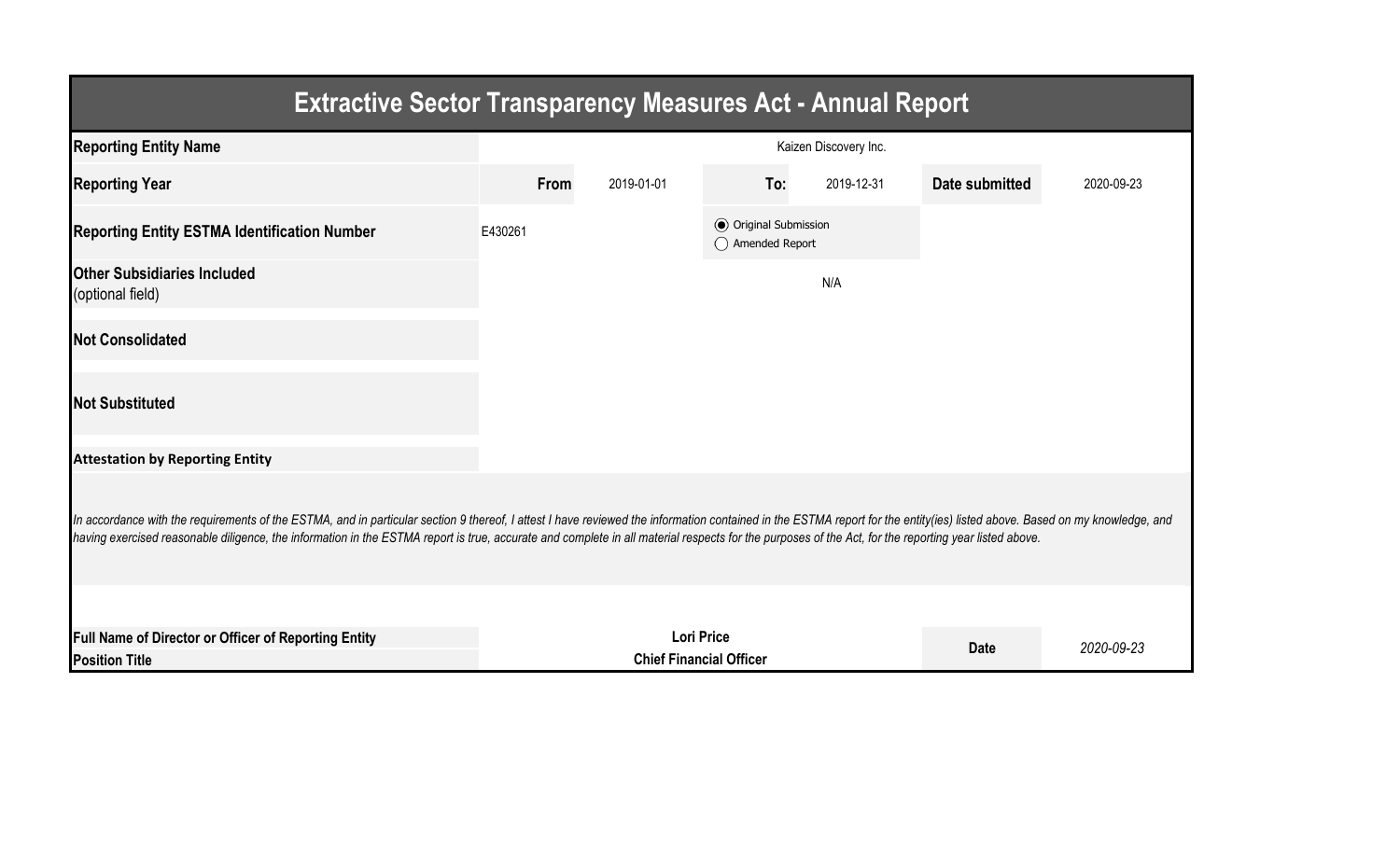# Extractive Sector Transparency Measures Act - Annual Report

| | | | | | | |
|---|---|---|---|---|---|---|
| **Reporting Entity Name** | Kaizen Discovery Inc. | | | | | |
| **Reporting Year** | **From** | 2019-01-01 | **To:** | 2019-12-31 | **Date submitted** | 2020-09-23 |
| **Reporting Entity ESTMA Identification Number** | E430261 | | (●) Original Submission<br>( ) Amended Report | | | |
| **Other Subsidiaries Included** (optional field) | N/A | | | | | |
| **Not Consolidated** | | | | | | |
| **Not Substituted** | | | | | | |

**Attestation by Reporting Entity**

*In accordance with the requirements of the ESTMA, and in particular section 9 thereof, I attest I have reviewed the information contained in the ESTMA report for the entity(ies) listed above. Based on my knowledge, and having exercised reasonable diligence, the information in the ESTMA report is true, accurate and complete in all material respects for the purposes of the Act, for the reporting year listed above.*

| | | | |
|---|---|---|---|
| **Full Name of Director or Officer of Reporting Entity** | **Lori Price** | **Date** | *2020-09-23* |
| **Position Title** | **Chief Financial Officer** | | |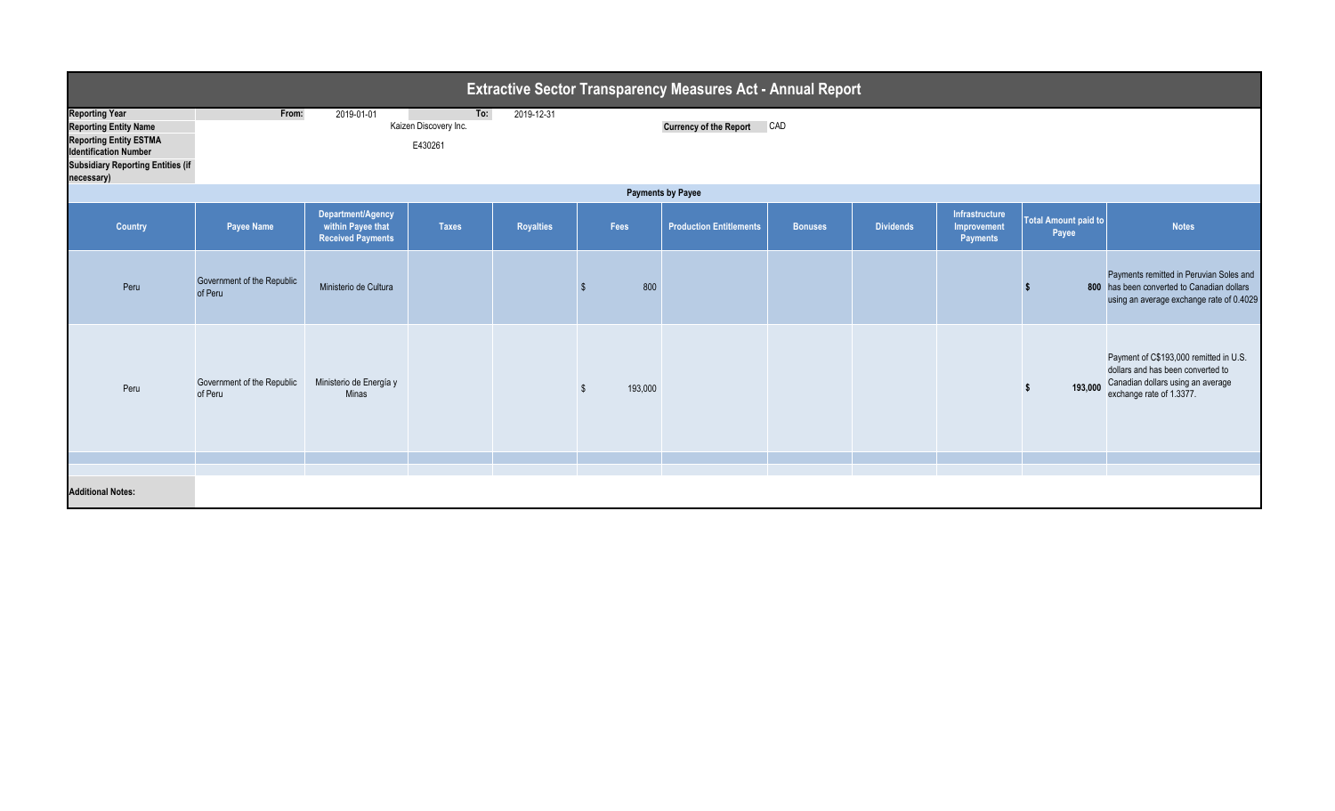# Extractive Sector Transparency Measures Act - Annual Report

| | | | | |
|---|---|---|---|---|
| **Reporting Year** | From: | 2019-01-01 | To: | 2019-12-31 |
| **Reporting Entity Name** | Kaizen Discovery Inc. | | **Currency of the Report** | CAD |
| **Reporting Entity ESTMA Identification Number** | E430261 | | | |
| **Subsidiary Reporting Entities (if necessary)** | | | | |

## Payments by Payee

| Country | Payee Name | Department/Agency within Payee that Received Payments | Taxes | Royalties | Fees | Production Entitlements | Bonuses | Dividends | Infrastructure Improvement Payments | Total Amount paid to Payee | Notes |
|---|---|---|---|---|---|---|---|---|---|---|---|
| Peru | Government of the Republic of Peru | Ministerio de Cultura | | | $ 800 | | | | | **$ 800** | Payments remitted in Peruvian Soles and has been converted to Canadian dollars using an average exchange rate of 0.4029 |
| Peru | Government of the Republic of Peru | Ministerio de Energía y Minas | | | $ 193,000 | | | | | **$ 193,000** | Payment of C$193,000 remitted in U.S. dollars and has been converted to Canadian dollars using an average exchange rate of 1.3377. |
| | | | | | | | | | | | |
| | | | | | | | | | | | |

**Additional Notes:**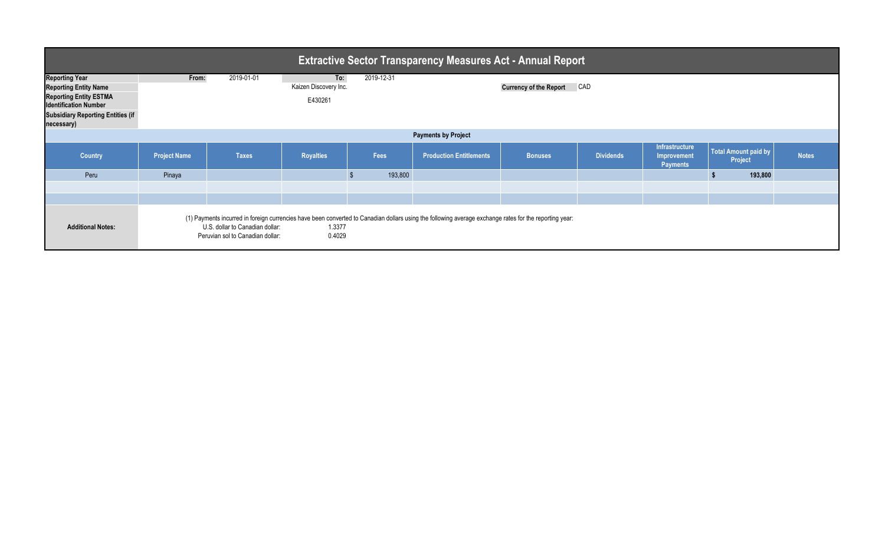# Extractive Sector Transparency Measures Act - Annual Report

| | | | |
|---|---|---|---|
| **Reporting Year** | From: 2019-01-01 | To: 2019-12-31 | |
| **Reporting Entity Name** | Kaizen Discovery Inc. | **Currency of the Report** | CAD |
| **Reporting Entity ESTMA Identification Number** | E430261 | | |
| **Subsidiary Reporting Entities (if necessary)** | | | |

## Payments by Project

| Country | Project Name | Taxes | Royalties | Fees | Production Entitlements | Bonuses | Dividends | Infrastructure Improvement Payments | Total Amount paid by Project | Notes |
|---|---|---|---|---|---|---|---|---|---|---|
| Peru | Pinaya | | | $ 193,800 | | | | | $ 193,800 | |
| | | | | | | | | | | |
| | | | | | | | | | | |

**Additional Notes:**

(1) Payments incurred in foreign currencies have been converted to Canadian dollars using the following average exchange rates for the reporting year:

U.S. dollar to Canadian dollar: 1.3377

Peruvian sol to Canadian dollar: 0.4029